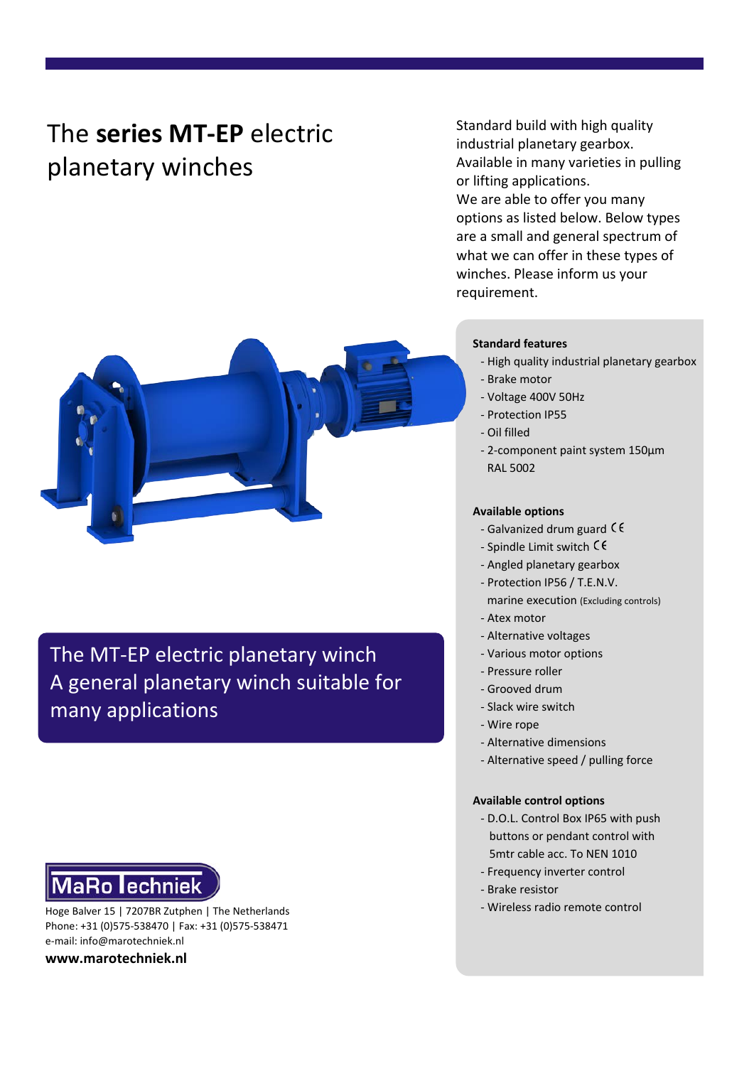# The **series MT-EP** electric planetary winches

Standard build with high quality industrial planetary gearbox. Available in many varieties in pulling or lifting applications. We are able to offer you many options as listed below. Below types are a small and general spectrum of what we can offer in these types of winches. Please inform us your requirement.

### Standard features

- High quality industrial planetary gearbox
- Brake motor
- Voltage 400V 50Hz
- Protection IP55
- Oil filled
- 2-component paint system 150µm RAL 5002

### Available options

- Galvanized drum guard CE
- Spindle Limit switch CE
- Angled planetary gearbox
- Protection IP56 / T.E.N.V. marine execution (Excluding controls)
- Atex motor
- Alternative voltages
- Various motor options
- Pressure roller
- Grooved drum
- Slack wire switch
- Wire rope
- Alternative dimensions
- Alternative speed / pulling force

### Available control options

- D.O.L. Control Box IP65 with push buttons or pendant control with 5mtr cable acc. To NEN 1010
- Frequency inverter control
- Brake resistor
- Wireless radio remote control

## The MT-EP electric planetary winch
## A general planetary winch suitable for many applications

MaRo Techniek

Hoge Balver 15 | 7207BR Zutphen | The Netherlands
Phone: +31 (0)575-538470 | Fax: +31 (0)575-538471
e-mail: info@marotechniek.nl

**www.marotechniek.nl**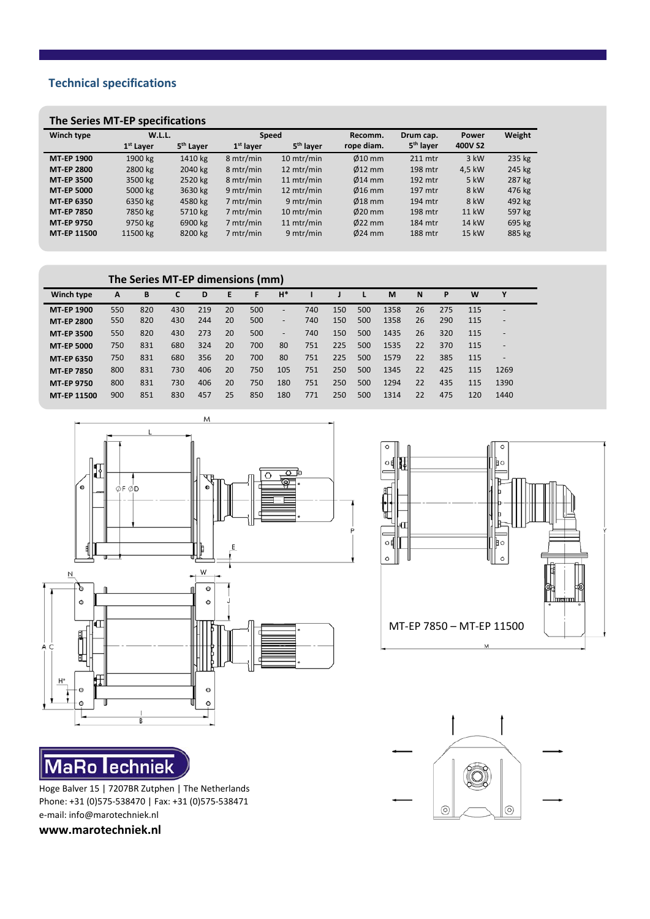## Technical specifications

### The Series MT-EP specifications

| Winch type | W.L.L. | | Speed | | Recomm. | Drum cap. | Power | Weight |
|---|---|---|---|---|---|---|---|---|
| | 1st Layer | 5th Layer | 1st layer | 5th layer | rope diam. | 5th layer | 400V S2 | |
| MT-EP 1900 | 1900 kg | 1410 kg | 8 mtr/min | 10 mtr/min | Ø10 mm | 211 mtr | 3 kW | 235 kg |
| MT-EP 2800 | 2800 kg | 2040 kg | 8 mtr/min | 12 mtr/min | Ø12 mm | 198 mtr | 4,5 kW | 245 kg |
| MT-EP 3500 | 3500 kg | 2520 kg | 8 mtr/min | 11 mtr/min | Ø14 mm | 192 mtr | 5 kW | 287 kg |
| MT-EP 5000 | 5000 kg | 3630 kg | 9 mtr/min | 12 mtr/min | Ø16 mm | 197 mtr | 8 kW | 476 kg |
| MT-EP 6350 | 6350 kg | 4580 kg | 7 mtr/min | 9 mtr/min | Ø18 mm | 194 mtr | 8 kW | 492 kg |
| MT-EP 7850 | 7850 kg | 5710 kg | 7 mtr/min | 10 mtr/min | Ø20 mm | 198 mtr | 11 kW | 597 kg |
| MT-EP 9750 | 9750 kg | 6900 kg | 7 mtr/min | 11 mtr/min | Ø22 mm | 184 mtr | 14 kW | 695 kg |
| MT-EP 11500 | 11500 kg | 8200 kg | 7 mtr/min | 9 mtr/min | Ø24 mm | 188 mtr | 15 kW | 885 kg |

### The Series MT-EP dimensions (mm)

| Winch type | A | B | C | D | E | F | H* | I | J | L | M | N | P | W | Y |
|---|---|---|---|---|---|---|---|---|---|---|---|---|---|---|---|
| MT-EP 1900 | 550 | 820 | 430 | 219 | 20 | 500 | - | 740 | 150 | 500 | 1358 | 26 | 275 | 115 | - |
| MT-EP 2800 | 550 | 820 | 430 | 244 | 20 | 500 | - | 740 | 150 | 500 | 1358 | 26 | 290 | 115 | - |
| MT-EP 3500 | 550 | 820 | 430 | 273 | 20 | 500 | - | 740 | 150 | 500 | 1435 | 26 | 320 | 115 | - |
| MT-EP 5000 | 750 | 831 | 680 | 324 | 20 | 700 | 80 | 751 | 225 | 500 | 1535 | 22 | 370 | 115 | - |
| MT-EP 6350 | 750 | 831 | 680 | 356 | 20 | 700 | 80 | 751 | 225 | 500 | 1579 | 22 | 385 | 115 | - |
| MT-EP 7850 | 800 | 831 | 730 | 406 | 20 | 750 | 105 | 751 | 250 | 500 | 1345 | 22 | 425 | 115 | 1269 |
| MT-EP 9750 | 800 | 831 | 730 | 406 | 20 | 750 | 180 | 751 | 250 | 500 | 1294 | 22 | 435 | 115 | 1390 |
| MT-EP 11500 | 900 | 851 | 830 | 457 | 25 | 850 | 180 | 771 | 250 | 500 | 1314 | 22 | 475 | 120 | 1440 |

M
L
ØF ØD
P
E
N
W
J
A C
H*
I
B

MT-EP 7850 – MT-EP 11500
Y
M

MaRo Techniek

Hoge Balver 15 | 7207BR Zutphen | The Netherlands
Phone: +31 (0)575-538470 | Fax: +31 (0)575-538471
e-mail: info@marotechniek.nl

**www.marotechniek.nl**